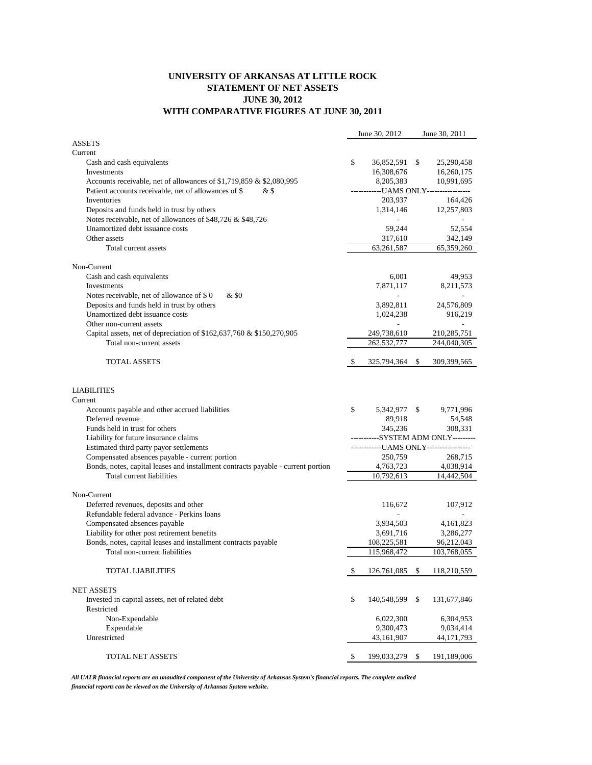# UNIVERSITY OF ARKANSAS AT LITTLE ROCK
## STATEMENT OF NET ASSETS
## JUNE 30, 2012
## WITH COMPARATIVE FIGURES AT JUNE 30, 2011

| | June 30, 2012 | June 30, 2011 |
|---|---|---|
| **ASSETS** | | |
| Current | | |
| Cash and cash equivalents | $ 36,852,591 | $ 25,290,458 |
| Investments | 16,308,676 | 16,260,175 |
| Accounts receivable, net of allowances of $1,719,859 & $2,080,995 | 8,205,383 | 10,991,695 |
| Patient accounts receivable, net of allowances of $ & $ | ------------UAMS ONLY----------------- | |
| Inventories | 203,937 | 164,426 |
| Deposits and funds held in trust by others | 1,314,146 | 12,257,803 |
| Notes receivable, net of allowances of $48,726 & $48,726 | - | - |
| Unamortized debt issuance costs | 59,244 | 52,554 |
| Other assets | 317,610 | 342,149 |
| Total current assets | 63,261,587 | 65,359,260 |
| Non-Current | | |
| Cash and cash equivalents | 6,001 | 49,953 |
| Investments | 7,871,117 | 8,211,573 |
| Notes receivable, net of allowance of $ 0 & $0 | - | - |
| Deposits and funds held in trust by others | 3,892,811 | 24,576,809 |
| Unamortized debt issuance costs | 1,024,238 | 916,219 |
| Other non-current assets | - | - |
| Capital assets, net of depreciation of $162,637,760 & $150,270,905 | 249,738,610 | 210,285,751 |
| Total non-current assets | 262,532,777 | 244,040,305 |
| TOTAL ASSETS | $ 325,794,364 | $ 309,399,565 |
| **LIABILITIES** | | |
| Current | | |
| Accounts payable and other accrued liabilities | $ 5,342,977 | $ 9,771,996 |
| Deferred revenue | 89,918 | 54,548 |
| Funds held in trust for others | 345,236 | 308,331 |
| Liability for future insurance claims | -----------SYSTEM ADM ONLY--------- | |
| Estimated third party payor settlements | ------------UAMS ONLY----------------- | |
| Compensated absences payable - current portion | 250,759 | 268,715 |
| Bonds, notes, capital leases and installment contracts payable - current portion | 4,763,723 | 4,038,914 |
| Total current liabilities | 10,792,613 | 14,442,504 |
| Non-Current | | |
| Deferred revenues, deposits and other | 116,672 | 107,912 |
| Refundable federal advance - Perkins loans | - | - |
| Compensated absences payable | 3,934,503 | 4,161,823 |
| Liability for other post retirement benefits | 3,691,716 | 3,286,277 |
| Bonds, notes, capital leases and installment contracts payable | 108,225,581 | 96,212,043 |
| Total non-current liabilities | 115,968,472 | 103,768,055 |
| TOTAL LIABILITIES | $ 126,761,085 | $ 118,210,559 |
| **NET ASSETS** | | |
| Invested in capital assets, net of related debt | $ 140,548,599 | $ 131,677,846 |
| Restricted | | |
| Non-Expendable | 6,022,300 | 6,304,953 |
| Expendable | 9,300,473 | 9,034,414 |
| Unrestricted | 43,161,907 | 44,171,793 |
| TOTAL NET ASSETS | $ 199,033,279 | $ 191,189,006 |

***All UALR financial reports are an unaudited component of the University of Arkansas System's financial reports. The complete audited financial reports can be viewed on the University of Arkansas System website.***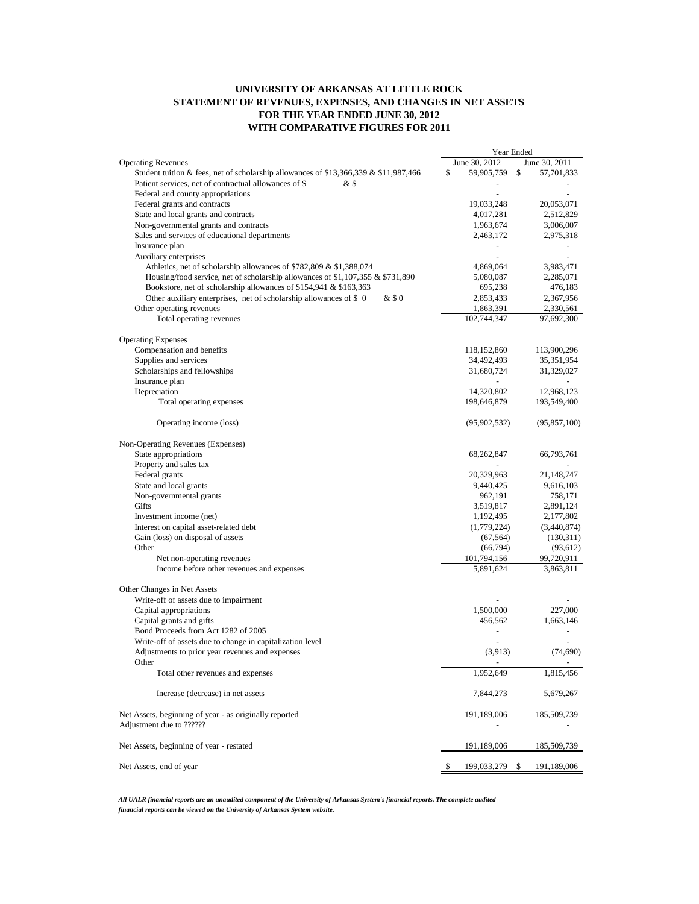# UNIVERSITY OF ARKANSAS AT LITTLE ROCK
## STATEMENT OF REVENUES, EXPENSES, AND CHANGES IN NET ASSETS
## FOR THE YEAR ENDED JUNE 30, 2012
## WITH COMPARATIVE FIGURES FOR 2011

| | Year Ended | |
|---|---|---|
| | June 30, 2012 | June 30, 2011 |
| **Operating Revenues** | | |
| Student tuition & fees, net of scholarship allowances of $13,366,339 & $11,987,466 | $ 59,905,759 | $ 57,701,833 |
| Patient services, net of contractual allowances of $ & $ | - | - |
| Federal and county appropriations | - | - |
| Federal grants and contracts | 19,033,248 | 20,053,071 |
| State and local grants and contracts | 4,017,281 | 2,512,829 |
| Non-governmental grants and contracts | 1,963,674 | 3,006,007 |
| Sales and services of educational departments | 2,463,172 | 2,975,318 |
| Insurance plan | - | - |
| Auxiliary enterprises | - | - |
| Athletics, net of scholarship allowances of $782,809 & $1,388,074 | 4,869,064 | 3,983,471 |
| Housing/food service, net of scholarship allowances of $1,107,355 & $731,890 | 5,080,087 | 2,285,071 |
| Bookstore, net of scholarship allowances of $154,941 & $163,363 | 695,238 | 476,183 |
| Other auxiliary enterprises, net of scholarship allowances of $ 0 & $ 0 | 2,853,433 | 2,367,956 |
| Other operating revenues | 1,863,391 | 2,330,561 |
| Total operating revenues | 102,744,347 | 97,692,300 |
| **Operating Expenses** | | |
| Compensation and benefits | 118,152,860 | 113,900,296 |
| Supplies and services | 34,492,493 | 35,351,954 |
| Scholarships and fellowships | 31,680,724 | 31,329,027 |
| Insurance plan | - | - |
| Depreciation | 14,320,802 | 12,968,123 |
| Total operating expenses | 198,646,879 | 193,549,400 |
| Operating income (loss) | (95,902,532) | (95,857,100) |
| **Non-Operating Revenues (Expenses)** | | |
| State appropriations | 68,262,847 | 66,793,761 |
| Property and sales tax | - | - |
| Federal grants | 20,329,963 | 21,148,747 |
| State and local grants | 9,440,425 | 9,616,103 |
| Non-governmental grants | 962,191 | 758,171 |
| Gifts | 3,519,817 | 2,891,124 |
| Investment income (net) | 1,192,495 | 2,177,802 |
| Interest on capital asset-related debt | (1,779,224) | (3,440,874) |
| Gain (loss) on disposal of assets | (67,564) | (130,311) |
| Other | (66,794) | (93,612) |
| Net non-operating revenues | 101,794,156 | 99,720,911 |
| Income before other revenues and expenses | 5,891,624 | 3,863,811 |
| **Other Changes in Net Assets** | | |
| Write-off of assets due to impairment | - | - |
| Capital appropriations | 1,500,000 | 227,000 |
| Capital grants and gifts | 456,562 | 1,663,146 |
| Bond Proceeds from Act 1282 of 2005 | - | - |
| Write-off of assets due to change in capitalization level | - | - |
| Adjustments to prior year revenues and expenses | (3,913) | (74,690) |
| Other | - | - |
| Total other revenues and expenses | 1,952,649 | 1,815,456 |
| Increase (decrease) in net assets | 7,844,273 | 5,679,267 |
| Net Assets, beginning of year - as originally reported | 191,189,006 | 185,509,739 |
| Adjustment due to ?????? | - | - |
| Net Assets, beginning of year - restated | 191,189,006 | 185,509,739 |
| Net Assets, end of year | $ 199,033,279 | $ 191,189,006 |

***All UALR financial reports are an unaudited component of the University of Arkansas System's financial reports. The complete audited financial reports can be viewed on the University of Arkansas System website.***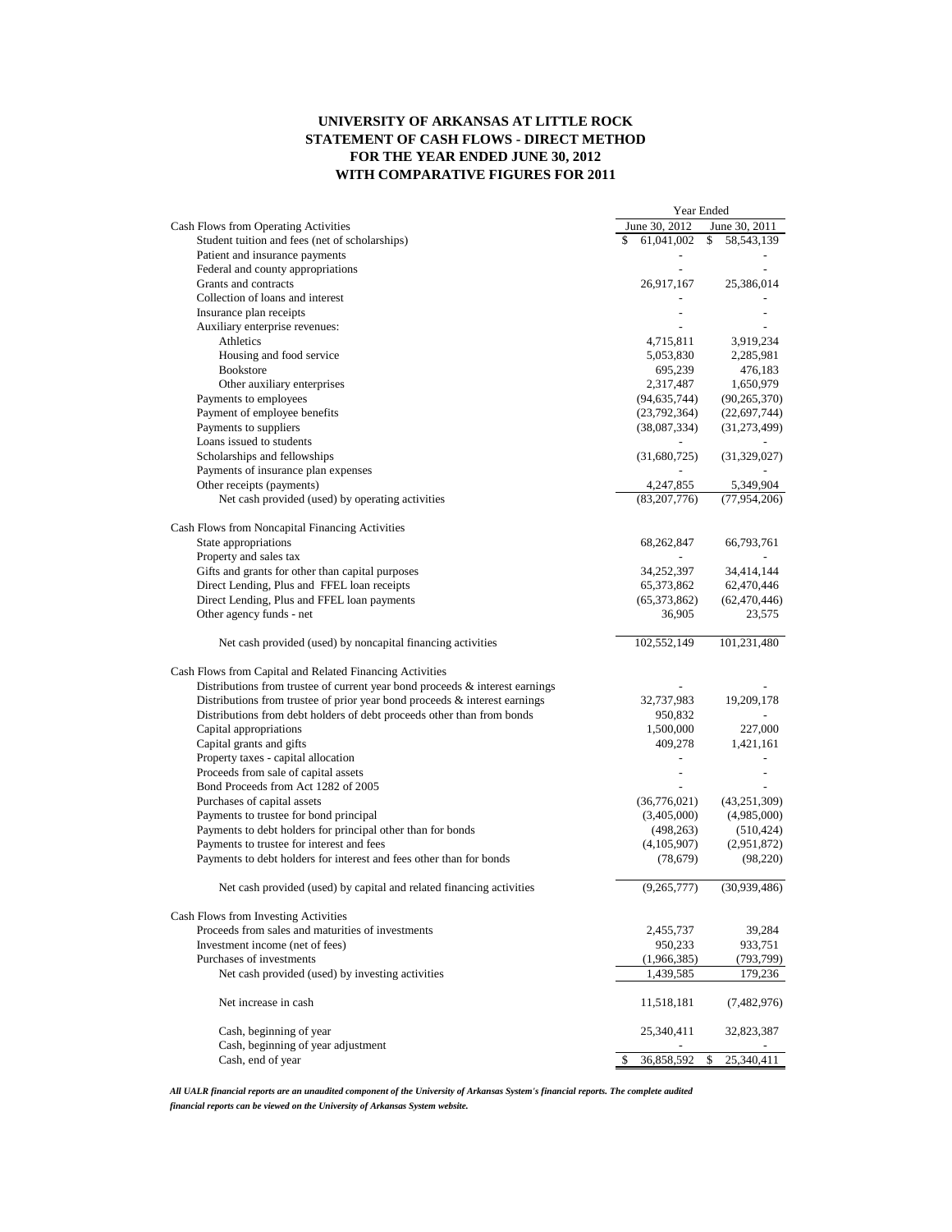# UNIVERSITY OF ARKANSAS AT LITTLE ROCK
## STATEMENT OF CASH FLOWS - DIRECT METHOD
## FOR THE YEAR ENDED JUNE 30, 2012
## WITH COMPARATIVE FIGURES FOR 2011

| | Year Ended | |
|---|---|---|
| Cash Flows from Operating Activities | June 30, 2012 | June 30, 2011 |
| Student tuition and fees (net of scholarships) | $ 61,041,002 | $ 58,543,139 |
| Patient and insurance payments | - | - |
| Federal and county appropriations | - | - |
| Grants and contracts | 26,917,167 | 25,386,014 |
| Collection of loans and interest | - | - |
| Insurance plan receipts | - | - |
| Auxiliary enterprise revenues: | - | - |
| Athletics | 4,715,811 | 3,919,234 |
| Housing and food service | 5,053,830 | 2,285,981 |
| Bookstore | 695,239 | 476,183 |
| Other auxiliary enterprises | 2,317,487 | 1,650,979 |
| Payments to employees | (94,635,744) | (90,265,370) |
| Payment of employee benefits | (23,792,364) | (22,697,744) |
| Payments to suppliers | (38,087,334) | (31,273,499) |
| Loans issued to students | - | - |
| Scholarships and fellowships | (31,680,725) | (31,329,027) |
| Payments of insurance plan expenses | - | - |
| Other receipts (payments) | 4,247,855 | 5,349,904 |
| Net cash provided (used) by operating activities | (83,207,776) | (77,954,206) |
| | | |
| Cash Flows from Noncapital Financing Activities | | |
| State appropriations | 68,262,847 | 66,793,761 |
| Property and sales tax | - | - |
| Gifts and grants for other than capital purposes | 34,252,397 | 34,414,144 |
| Direct Lending, Plus and FFEL loan receipts | 65,373,862 | 62,470,446 |
| Direct Lending, Plus and FFEL loan payments | (65,373,862) | (62,470,446) |
| Other agency funds - net | 36,905 | 23,575 |
| | | |
| Net cash provided (used) by noncapital financing activities | 102,552,149 | 101,231,480 |
| | | |
| Cash Flows from Capital and Related Financing Activities | | |
| Distributions from trustee of current year bond proceeds & interest earnings | - | - |
| Distributions from trustee of prior year bond proceeds & interest earnings | 32,737,983 | 19,209,178 |
| Distributions from debt holders of debt proceeds other than from bonds | 950,832 | - |
| Capital appropriations | 1,500,000 | 227,000 |
| Capital grants and gifts | 409,278 | 1,421,161 |
| Property taxes - capital allocation | - | - |
| Proceeds from sale of capital assets | - | - |
| Bond Proceeds from Act 1282 of 2005 | - | - |
| Purchases of capital assets | (36,776,021) | (43,251,309) |
| Payments to trustee for bond principal | (3,405,000) | (4,985,000) |
| Payments to debt holders for principal other than for bonds | (498,263) | (510,424) |
| Payments to trustee for interest and fees | (4,105,907) | (2,951,872) |
| Payments to debt holders for interest and fees other than for bonds | (78,679) | (98,220) |
| | | |
| Net cash provided (used) by capital and related financing activities | (9,265,777) | (30,939,486) |
| | | |
| Cash Flows from Investing Activities | | |
| Proceeds from sales and maturities of investments | 2,455,737 | 39,284 |
| Investment income (net of fees) | 950,233 | 933,751 |
| Purchases of investments | (1,966,385) | (793,799) |
| Net cash provided (used) by investing activities | 1,439,585 | 179,236 |
| | | |
| Net increase in cash | 11,518,181 | (7,482,976) |
| | | |
| Cash, beginning of year | 25,340,411 | 32,823,387 |
| Cash, beginning of year adjustment | - | - |
| Cash, end of year | $ 36,858,592 | $ 25,340,411 |

*All UALR financial reports are an unaudited component of the University of Arkansas System's financial reports. The complete audited financial reports can be viewed on the University of Arkansas System website.*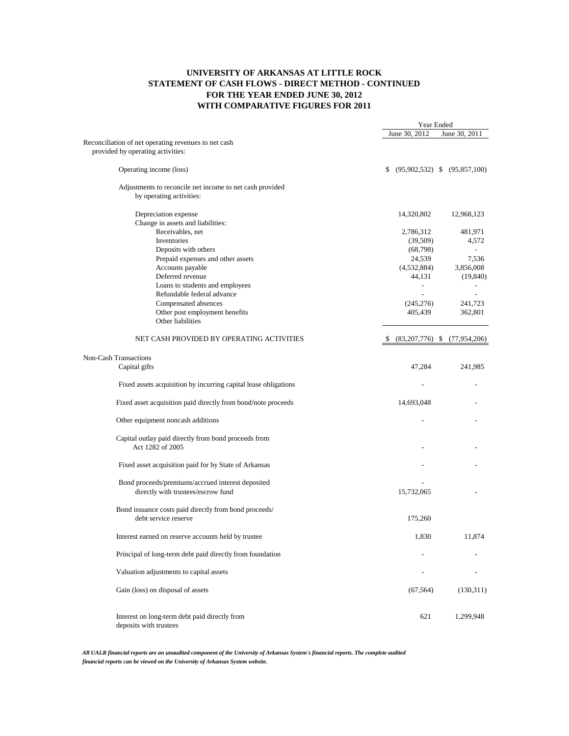# UNIVERSITY OF ARKANSAS AT LITTLE ROCK
## STATEMENT OF CASH FLOWS - DIRECT METHOD - CONTINUED
### FOR THE YEAR ENDED JUNE 30, 2012
### WITH COMPARATIVE FIGURES FOR 2011

| | Year Ended June 30, 2012 | Year Ended June 30, 2011 |
|---|---|---|
| Reconciliation of net operating revenues to net cash provided by operating activities: | | |
| Operating income (loss) | $ (95,902,532) | $ (95,857,100) |
| Adjustments to reconcile net income to net cash provided by operating activities: | | |
| Depreciation expense | 14,320,802 | 12,968,123 |
| Change in assets and liabilities: | | |
| Receivables, net | 2,786,312 | 481,971 |
| Inventories | (39,509) | 4,572 |
| Deposits with others | (68,798) | - |
| Prepaid expenses and other assets | 24,539 | 7,536 |
| Accounts payable | (4,532,884) | 3,856,008 |
| Deferred revenue | 44,131 | (19,840) |
| Loans to students and employees | - | - |
| Refundable federal advance | - | - |
| Compensated absences | (245,276) | 241,723 |
| Other post employment benefits | 405,439 | 362,801 |
| Other liabilities | | |
| NET CASH PROVIDED BY OPERATING ACTIVITIES | $ (83,207,776) | $ (77,954,206) |
| Non-Cash Transactions | | |
| Capital gifts | 47,284 | 241,985 |
| Fixed assets acquisition by incurring capital lease obligations | - | - |
| Fixed asset acquisition paid directly from bond/note proceeds | 14,693,048 | - |
| Other equipment noncash additions | - | - |
| Capital outlay paid directly from bond proceeds from Act 1282 of 2005 | - | - |
| Fixed asset acquisition paid for by State of Arkansas | - | - |
| Bond proceeds/premiums/accrued interest deposited directly with trustees/escrow fund | 15,732,065 | - |
| Bond issuance costs paid directly from bond proceeds/ debt service reserve | 175,260 | |
| Interest earned on reserve accounts held by trustee | 1,830 | 11,874 |
| Principal of long-term debt paid directly from foundation | - | - |
| Valuation adjustments to capital assets | - | - |
| Gain (loss) on disposal of assets | (67,564) | (130,311) |
| Interest on long-term debt paid directly from deposits with trustees | 621 | 1,299,948 |

*All UALR financial reports are an unaudited component of the University of Arkansas System's financial reports. The complete audited financial reports can be viewed on the University of Arkansas System website.*